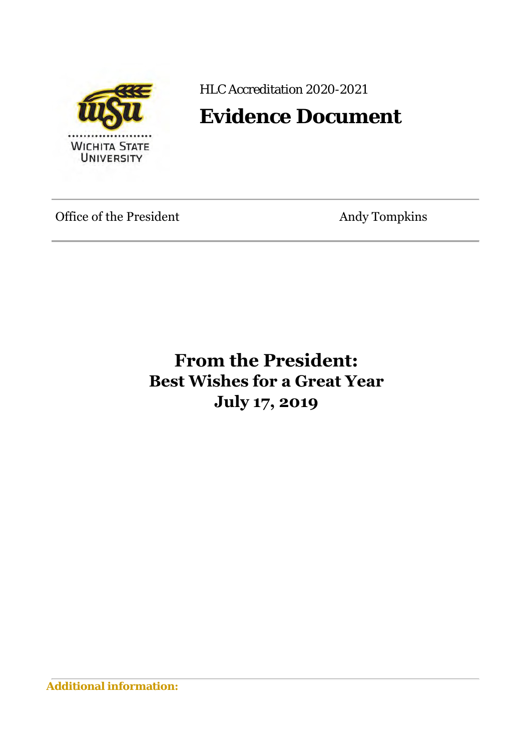HLC Accreditation 2020-2021

# Evidence Document

Office of the President　　　　　　　　　　　　Andy Tompkins

## From the President:
## Best Wishes for a Great Year
## July 17, 2019

**Additional information:**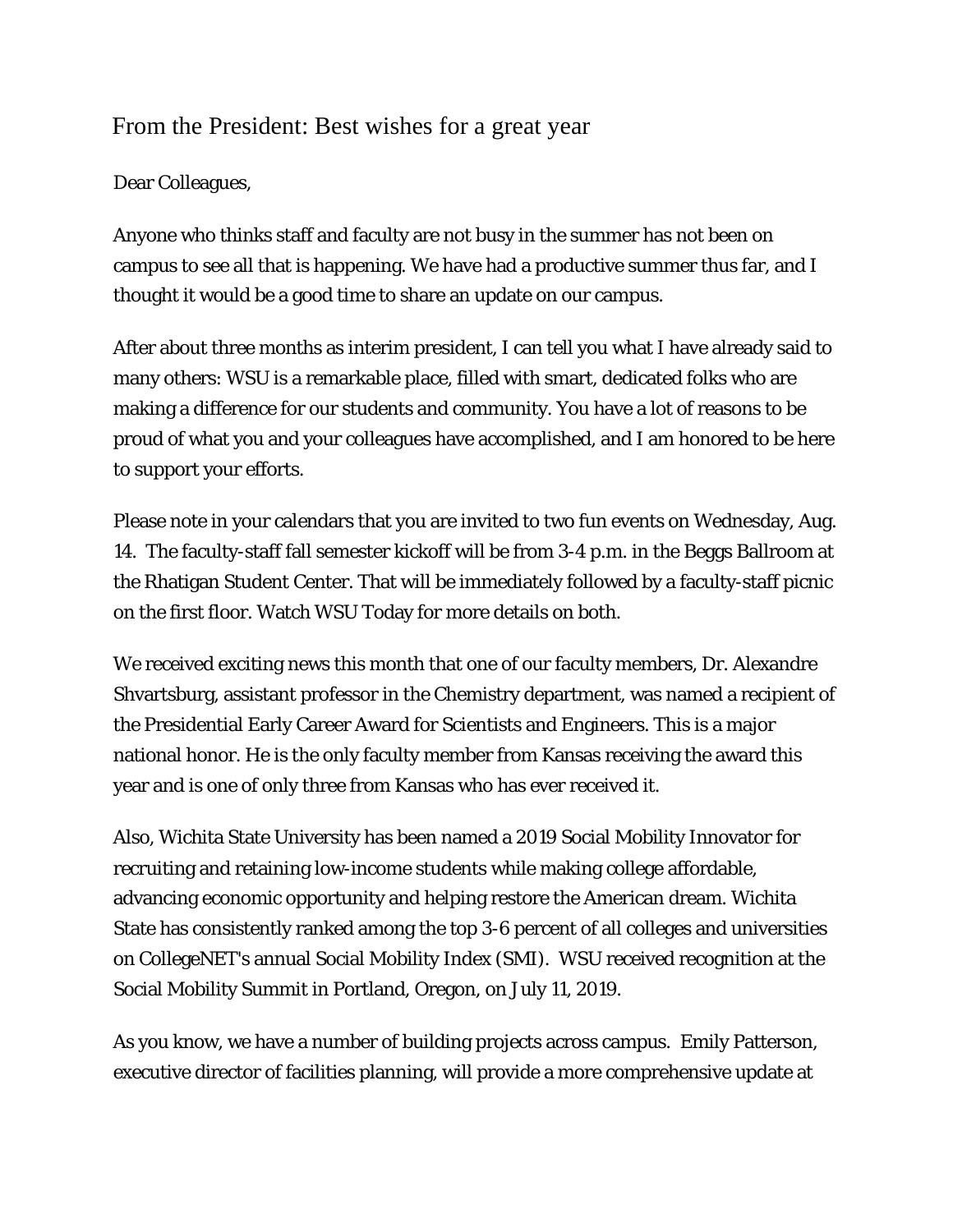# From the President: Best wishes for a great year

Dear Colleagues,

Anyone who thinks staff and faculty are not busy in the summer has not been on campus to see all that is happening. We have had a productive summer thus far, and I thought it would be a good time to share an update on our campus.

After about three months as interim president, I can tell you what I have already said to many others: WSU is a remarkable place, filled with smart, dedicated folks who are making a difference for our students and community. You have a lot of reasons to be proud of what you and your colleagues have accomplished, and I am honored to be here to support your efforts.

Please note in your calendars that you are invited to two fun events on Wednesday, Aug. 14. The faculty-staff fall semester kickoff will be from 3-4 p.m. in the Beggs Ballroom at the Rhatigan Student Center. That will be immediately followed by a faculty-staff picnic on the first floor. Watch WSU Today for more details on both.

We received exciting news this month that one of our faculty members, Dr. Alexandre Shvartsburg, assistant professor in the Chemistry department, was named a recipient of the Presidential Early Career Award for Scientists and Engineers. This is a major national honor. He is the only faculty member from Kansas receiving the award this year and is one of only three from Kansas who has ever received it.

Also, Wichita State University has been named a 2019 Social Mobility Innovator for recruiting and retaining low-income students while making college affordable, advancing economic opportunity and helping restore the American dream. Wichita State has consistently ranked among the top 3-6 percent of all colleges and universities on CollegeNET's annual Social Mobility Index (SMI). WSU received recognition at the Social Mobility Summit in Portland, Oregon, on July 11, 2019.

As you know, we have a number of building projects across campus. Emily Patterson, executive director of facilities planning, will provide a more comprehensive update at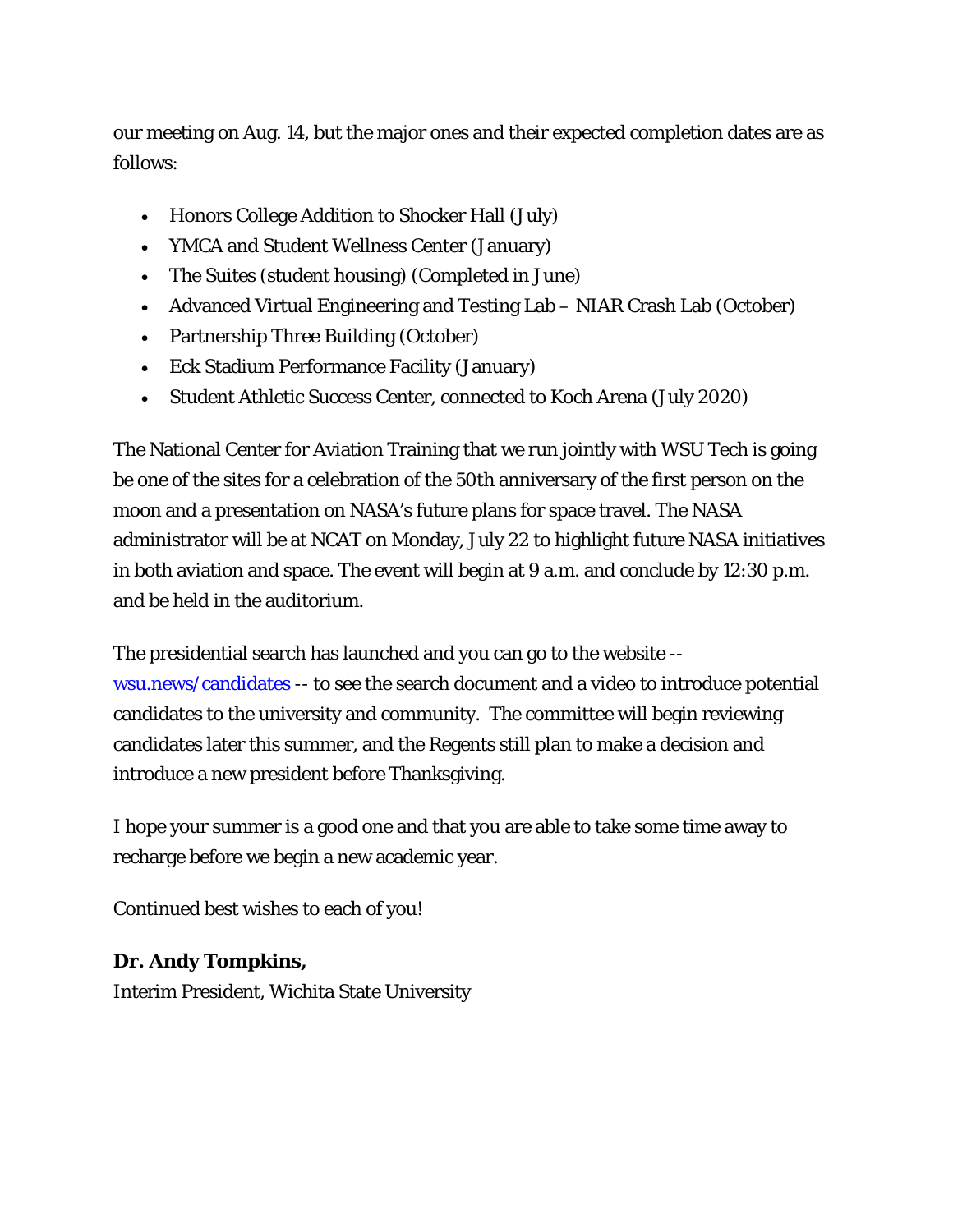our meeting on Aug. 14, but the major ones and their expected completion dates are as follows:

- Honors College Addition to Shocker Hall (July)
- YMCA and Student Wellness Center (January)
- The Suites (student housing) (Completed in June)
- Advanced Virtual Engineering and Testing Lab – NIAR Crash Lab (October)
- Partnership Three Building (October)
- Eck Stadium Performance Facility (January)
- Student Athletic Success Center, connected to Koch Arena (July 2020)

The National Center for Aviation Training that we run jointly with WSU Tech is going be one of the sites for a celebration of the 50th anniversary of the first person on the moon and a presentation on NASA's future plans for space travel. The NASA administrator will be at NCAT on Monday, July 22 to highlight future NASA initiatives in both aviation and space. The event will begin at 9 a.m. and conclude by 12:30 p.m. and be held in the auditorium.

The presidential search has launched and you can go to the website -- wsu.news/candidates -- to see the search document and a video to introduce potential candidates to the university and community. The committee will begin reviewing candidates later this summer, and the Regents still plan to make a decision and introduce a new president before Thanksgiving.

I hope your summer is a good one and that you are able to take some time away to recharge before we begin a new academic year.

Continued best wishes to each of you!

**Dr. Andy Tompkins,**
Interim President, Wichita State University